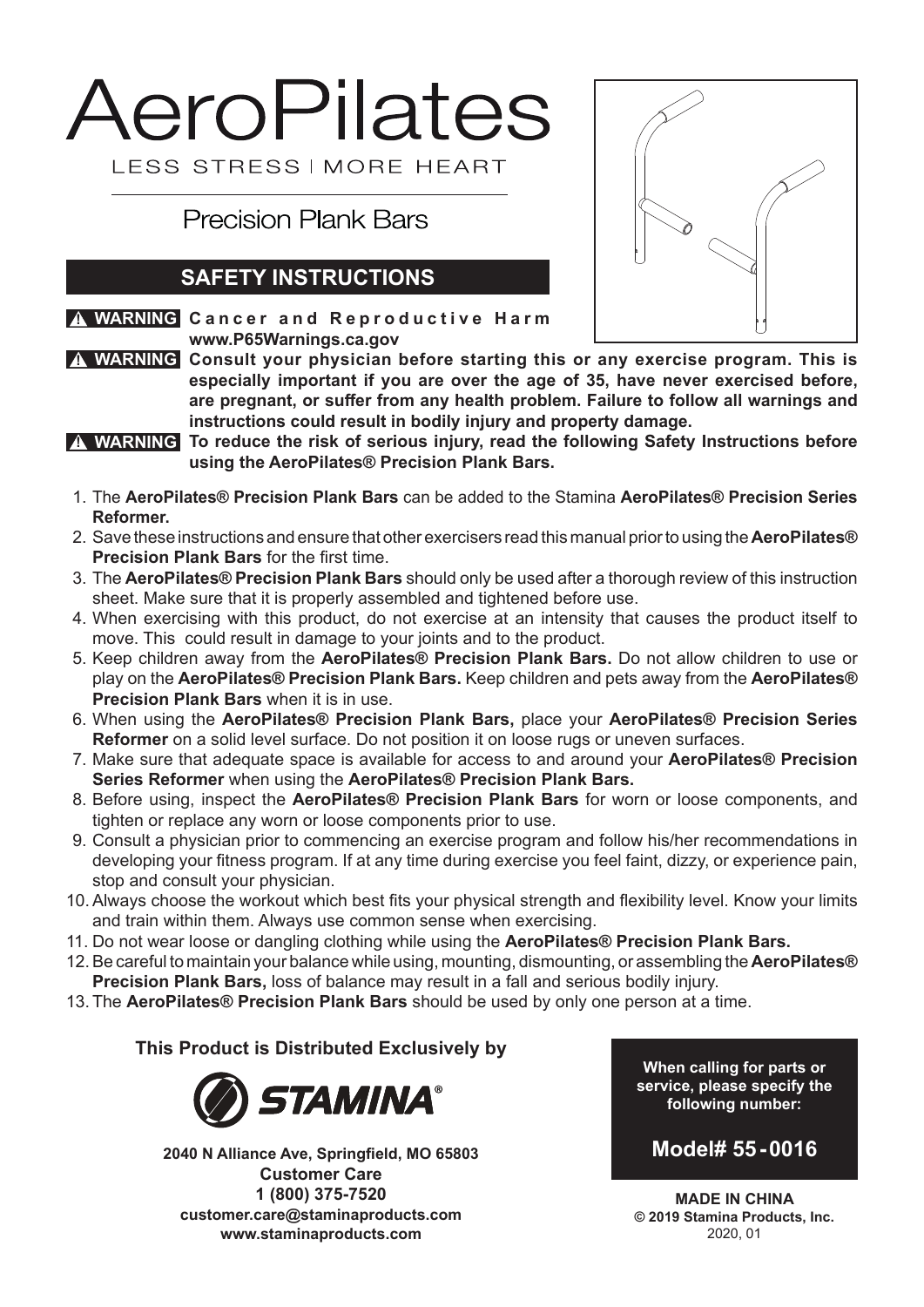# AeroPilates

LESS STRESS | MORE HEART

## Precision Plank Bars

## SAFETY INSTRUCTIONS

**⚠ WARNING** **Cancer and Reproductive Harm**
**www.P65Warnings.ca.gov**

**⚠ WARNING** **Consult your physician before starting this or any exercise program. This is especially important if you are over the age of 35, have never exercised before, are pregnant, or suffer from any health problem. Failure to follow all warnings and instructions could result in bodily injury and property damage.**

**⚠ WARNING** **To reduce the risk of serious injury, read the following Safety Instructions before using the AeroPilates® Precision Plank Bars.**

1. The **AeroPilates® Precision Plank Bars** can be added to the Stamina **AeroPilates® Precision Series Reformer.**
2. Save these instructions and ensure that other exercisers read this manual prior to using the **AeroPilates® Precision Plank Bars** for the first time.
3. The **AeroPilates® Precision Plank Bars** should only be used after a thorough review of this instruction sheet. Make sure that it is properly assembled and tightened before use.
4. When exercising with this product, do not exercise at an intensity that causes the product itself to move. This could result in damage to your joints and to the product.
5. Keep children away from the **AeroPilates® Precision Plank Bars.** Do not allow children to use or play on the **AeroPilates® Precision Plank Bars.** Keep children and pets away from the **AeroPilates® Precision Plank Bars** when it is in use.
6. When using the **AeroPilates® Precision Plank Bars,** place your **AeroPilates® Precision Series Reformer** on a solid level surface. Do not position it on loose rugs or uneven surfaces.
7. Make sure that adequate space is available for access to and around your **AeroPilates® Precision Series Reformer** when using the **AeroPilates® Precision Plank Bars.**
8. Before using, inspect the **AeroPilates® Precision Plank Bars** for worn or loose components, and tighten or replace any worn or loose components prior to use.
9. Consult a physician prior to commencing an exercise program and follow his/her recommendations in developing your fitness program. If at any time during exercise you feel faint, dizzy, or experience pain, stop and consult your physician.
10. Always choose the workout which best fits your physical strength and flexibility level. Know your limits and train within them. Always use common sense when exercising.
11. Do not wear loose or dangling clothing while using the **AeroPilates® Precision Plank Bars.**
12. Be careful to maintain your balance while using, mounting, dismounting, or assembling the **AeroPilates® Precision Plank Bars,** loss of balance may result in a fall and serious bodily injury.
13. The **AeroPilates® Precision Plank Bars** should be used by only one person at a time.

**This Product is Distributed Exclusively by**

**STAMINA®**

**2040 N Alliance Ave, Springfield, MO 65803**
**Customer Care**
**1 (800) 375-7520**
**customer.care@staminaproducts.com**
**www.staminaproducts.com**

**When calling for parts or service, please specify the following number:**

**Model# 55-0016**

**MADE IN CHINA**
**© 2019 Stamina Products, Inc.**
2020, 01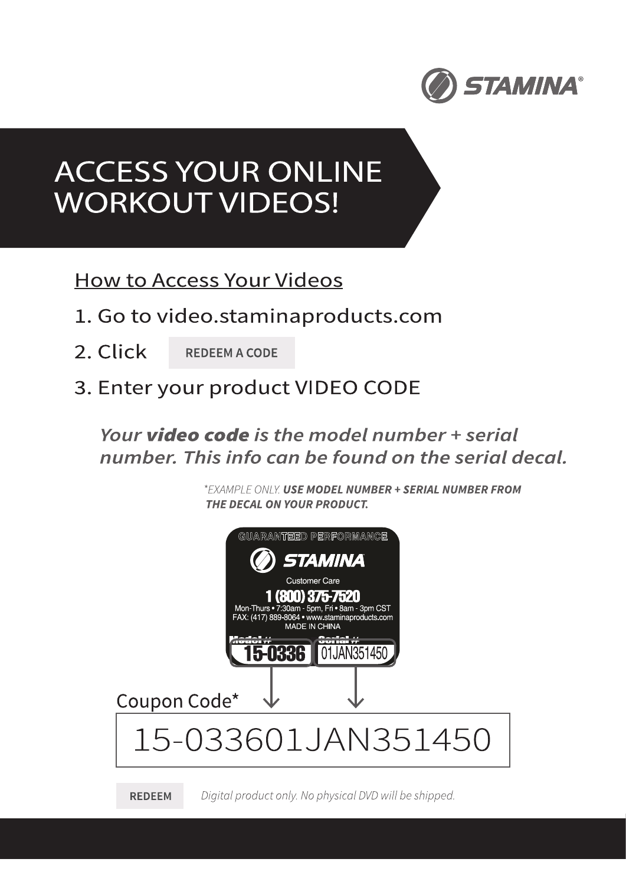STAMINA®

# ACCESS YOUR ONLINE WORKOUT VIDEOS!

## How to Access Your Videos

1. Go to video.staminaproducts.com
2. Click **REDEEM A CODE**
3. Enter your product VIDEO CODE

*Your **video code** is the model number + serial number. This info can be found on the serial decal.*

*\*EXAMPLE ONLY. **USE MODEL NUMBER + SERIAL NUMBER FROM THE DECAL ON YOUR PRODUCT.***

GUARANTEED PERFORMANCE

STAMINA

Customer Care

**1 (800) 375-7520**

Mon-Thurs • 7:30am - 5pm, Fri • 8am - 3pm CST
FAX: (417) 889-8064 • www.staminaproducts.com
MADE IN CHINA

Model # **15-0336** Serial # 01JAN351450

Coupon Code*

15-033601JAN351450

**REDEEM** *Digital product only. No physical DVD will be shipped.*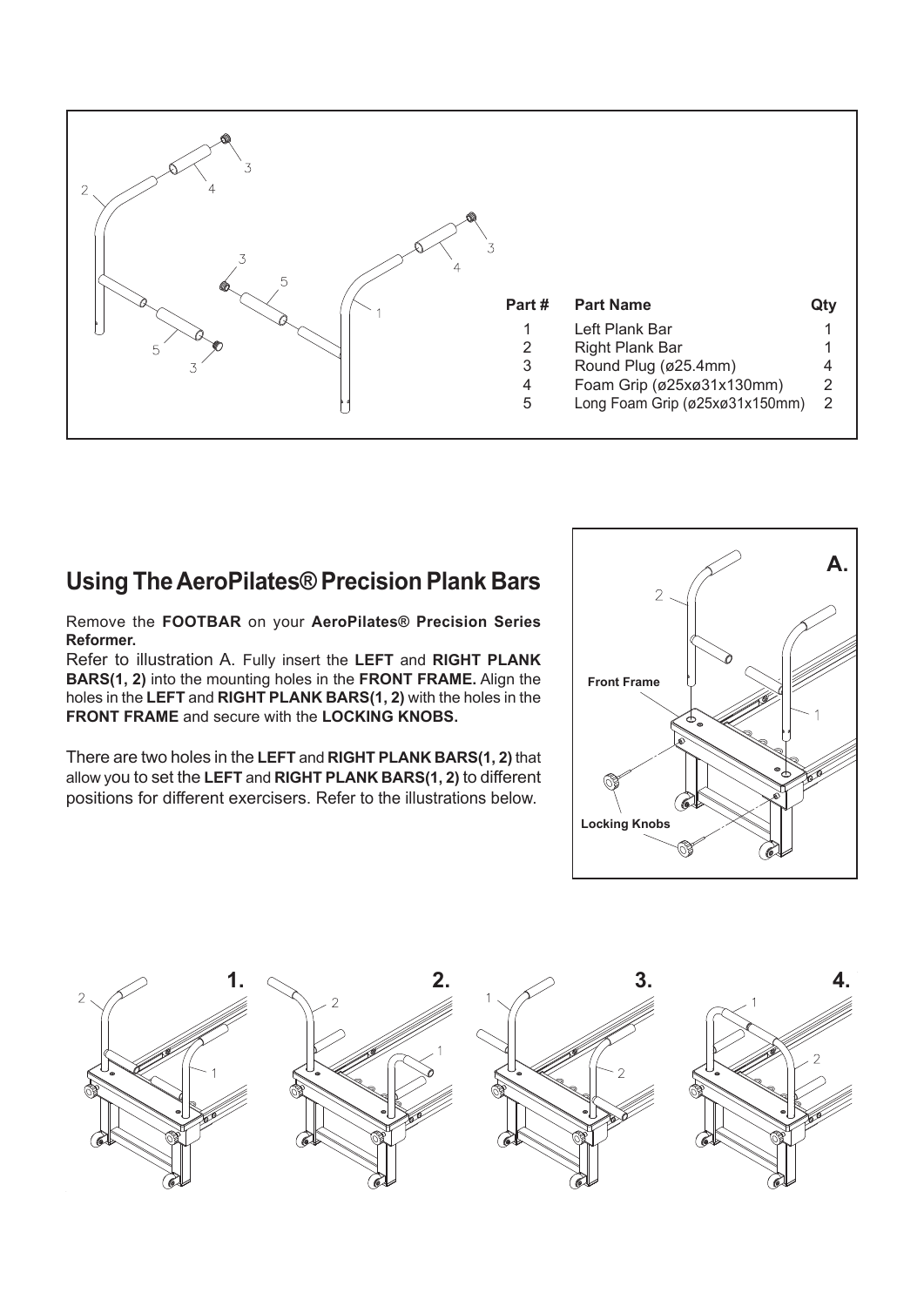| Part # | Part Name | Qty |
|---|---|---|
| 1 | Left Plank Bar | 1 |
| 2 | Right Plank Bar | 1 |
| 3 | Round Plug (ø25.4mm) | 4 |
| 4 | Foam Grip (ø25xø31x130mm) | 2 |
| 5 | Long Foam Grip (ø25xø31x150mm) | 2 |

## Using The AeroPilates® Precision Plank Bars

Remove the **FOOTBAR** on your **AeroPilates® Precision Series Reformer.**

Refer to illustration A. Fully insert the **LEFT** and **RIGHT PLANK BARS(1, 2)** into the mounting holes in the **FRONT FRAME.** Align the holes in the **LEFT** and **RIGHT PLANK BARS(1, 2)** with the holes in the **FRONT FRAME** and secure with the **LOCKING KNOBS.**

There are two holes in the **LEFT** and **RIGHT PLANK BARS(1, 2)** that allow you to set the **LEFT** and **RIGHT PLANK BARS(1, 2)** to different positions for different exercisers. Refer to the illustrations below.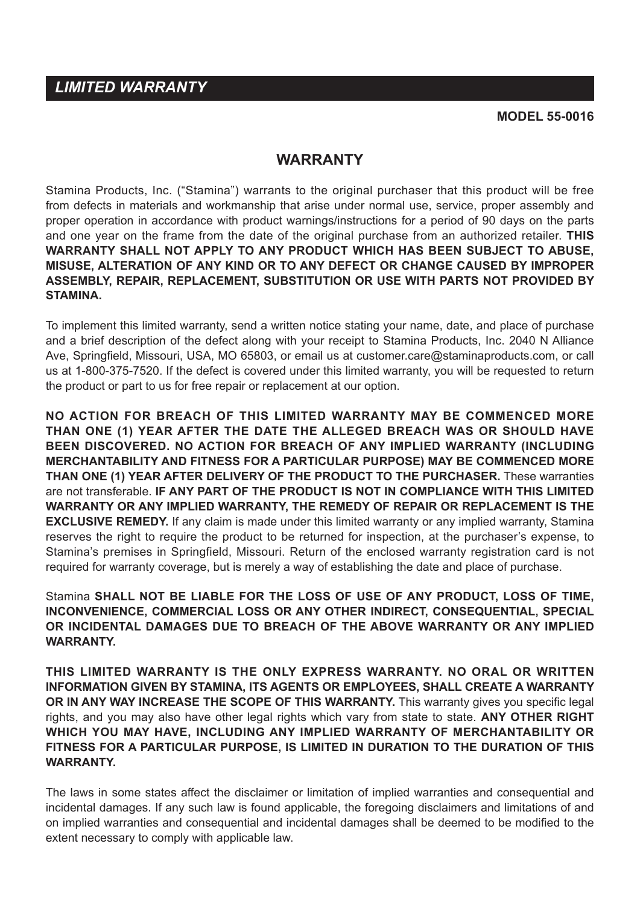## *LIMITED WARRANTY*

**MODEL 55-0016**

### WARRANTY

Stamina Products, Inc. ("Stamina") warrants to the original purchaser that this product will be free from defects in materials and workmanship that arise under normal use, service, proper assembly and proper operation in accordance with product warnings/instructions for a period of 90 days on the parts and one year on the frame from the date of the original purchase from an authorized retailer. **THIS WARRANTY SHALL NOT APPLY TO ANY PRODUCT WHICH HAS BEEN SUBJECT TO ABUSE, MISUSE, ALTERATION OF ANY KIND OR TO ANY DEFECT OR CHANGE CAUSED BY IMPROPER ASSEMBLY, REPAIR, REPLACEMENT, SUBSTITUTION OR USE WITH PARTS NOT PROVIDED BY STAMINA.**

To implement this limited warranty, send a written notice stating your name, date, and place of purchase and a brief description of the defect along with your receipt to Stamina Products, Inc. 2040 N Alliance Ave, Springfield, Missouri, USA, MO 65803, or email us at customer.care@staminaproducts.com, or call us at 1-800-375-7520. If the defect is covered under this limited warranty, you will be requested to return the product or part to us for free repair or replacement at our option.

**NO ACTION FOR BREACH OF THIS LIMITED WARRANTY MAY BE COMMENCED MORE THAN ONE (1) YEAR AFTER THE DATE THE ALLEGED BREACH WAS OR SHOULD HAVE BEEN DISCOVERED. NO ACTION FOR BREACH OF ANY IMPLIED WARRANTY (INCLUDING MERCHANTABILITY AND FITNESS FOR A PARTICULAR PURPOSE) MAY BE COMMENCED MORE THAN ONE (1) YEAR AFTER DELIVERY OF THE PRODUCT TO THE PURCHASER.** These warranties are not transferable. **IF ANY PART OF THE PRODUCT IS NOT IN COMPLIANCE WITH THIS LIMITED WARRANTY OR ANY IMPLIED WARRANTY, THE REMEDY OF REPAIR OR REPLACEMENT IS THE EXCLUSIVE REMEDY.** If any claim is made under this limited warranty or any implied warranty, Stamina reserves the right to require the product to be returned for inspection, at the purchaser's expense, to Stamina's premises in Springfield, Missouri. Return of the enclosed warranty registration card is not required for warranty coverage, but is merely a way of establishing the date and place of purchase.

Stamina **SHALL NOT BE LIABLE FOR THE LOSS OF USE OF ANY PRODUCT, LOSS OF TIME, INCONVENIENCE, COMMERCIAL LOSS OR ANY OTHER INDIRECT, CONSEQUENTIAL, SPECIAL OR INCIDENTAL DAMAGES DUE TO BREACH OF THE ABOVE WARRANTY OR ANY IMPLIED WARRANTY.**

**THIS LIMITED WARRANTY IS THE ONLY EXPRESS WARRANTY. NO ORAL OR WRITTEN INFORMATION GIVEN BY STAMINA, ITS AGENTS OR EMPLOYEES, SHALL CREATE A WARRANTY OR IN ANY WAY INCREASE THE SCOPE OF THIS WARRANTY.** This warranty gives you specific legal rights, and you may also have other legal rights which vary from state to state. **ANY OTHER RIGHT WHICH YOU MAY HAVE, INCLUDING ANY IMPLIED WARRANTY OF MERCHANTABILITY OR FITNESS FOR A PARTICULAR PURPOSE, IS LIMITED IN DURATION TO THE DURATION OF THIS WARRANTY.**

The laws in some states affect the disclaimer or limitation of implied warranties and consequential and incidental damages. If any such law is found applicable, the foregoing disclaimers and limitations of and on implied warranties and consequential and incidental damages shall be deemed to be modified to the extent necessary to comply with applicable law.